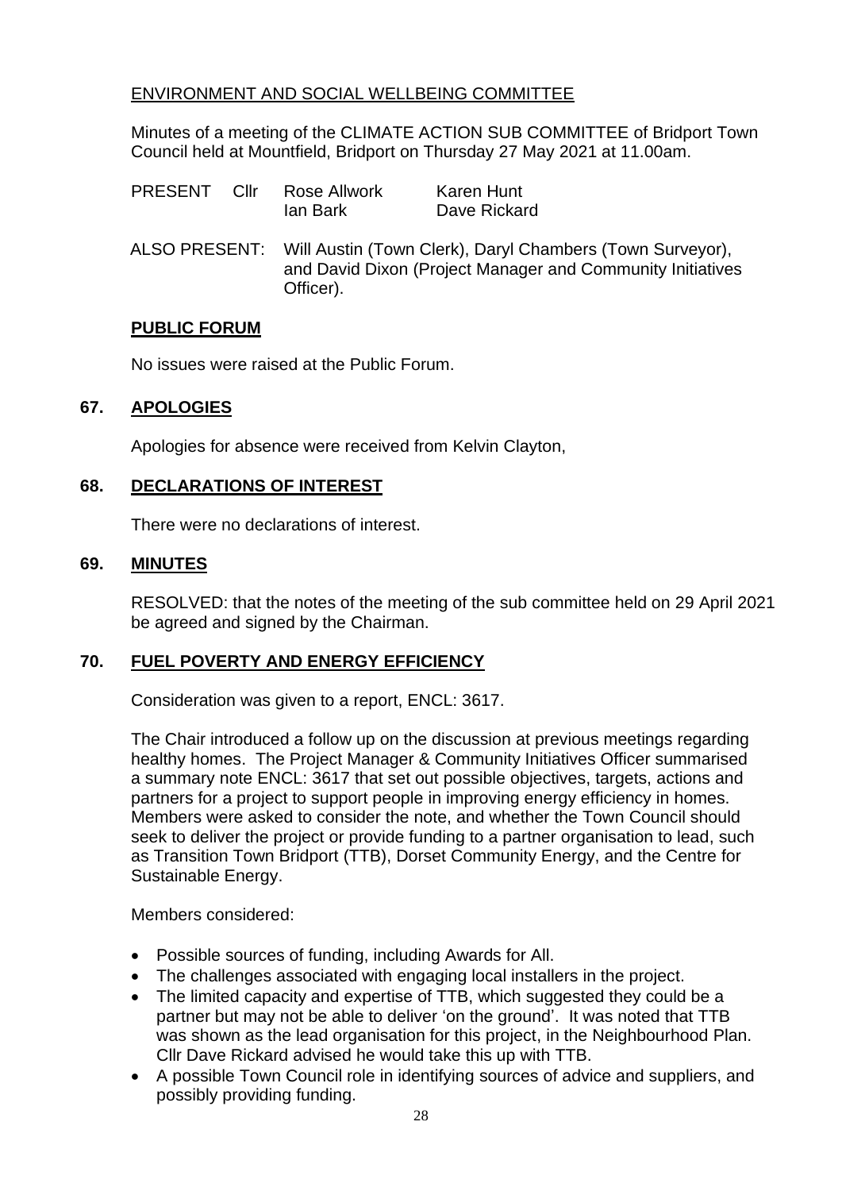ENVIRONMENT AND SOCIAL WELLBEING COMMITTEE

Minutes of a meeting of the CLIMATE ACTION SUB COMMITTEE of Bridport Town Council held at Mountfield, Bridport on Thursday 27 May 2021 at 11.00am.

PRESENT Cllr Rose Allwork, Ian Bark, Karen Hunt, Dave Rickard

ALSO PRESENT: Will Austin (Town Clerk), Daryl Chambers (Town Surveyor), and David Dixon (Project Manager and Community Initiatives Officer).

## PUBLIC FORUM

No issues were raised at the Public Forum.

## 67. APOLOGIES

Apologies for absence were received from Kelvin Clayton,

## 68. DECLARATIONS OF INTEREST

There were no declarations of interest.

## 69. MINUTES

RESOLVED: that the notes of the meeting of the sub committee held on 29 April 2021 be agreed and signed by the Chairman.

## 70. FUEL POVERTY AND ENERGY EFFICIENCY

Consideration was given to a report, ENCL: 3617.

The Chair introduced a follow up on the discussion at previous meetings regarding healthy homes. The Project Manager & Community Initiatives Officer summarised a summary note ENCL: 3617 that set out possible objectives, targets, actions and partners for a project to support people in improving energy efficiency in homes. Members were asked to consider the note, and whether the Town Council should seek to deliver the project or provide funding to a partner organisation to lead, such as Transition Town Bridport (TTB), Dorset Community Energy, and the Centre for Sustainable Energy.

Members considered:

- Possible sources of funding, including Awards for All.
- The challenges associated with engaging local installers in the project.
- The limited capacity and expertise of TTB, which suggested they could be a partner but may not be able to deliver 'on the ground'. It was noted that TTB was shown as the lead organisation for this project, in the Neighbourhood Plan. Cllr Dave Rickard advised he would take this up with TTB.
- A possible Town Council role in identifying sources of advice and suppliers, and possibly providing funding.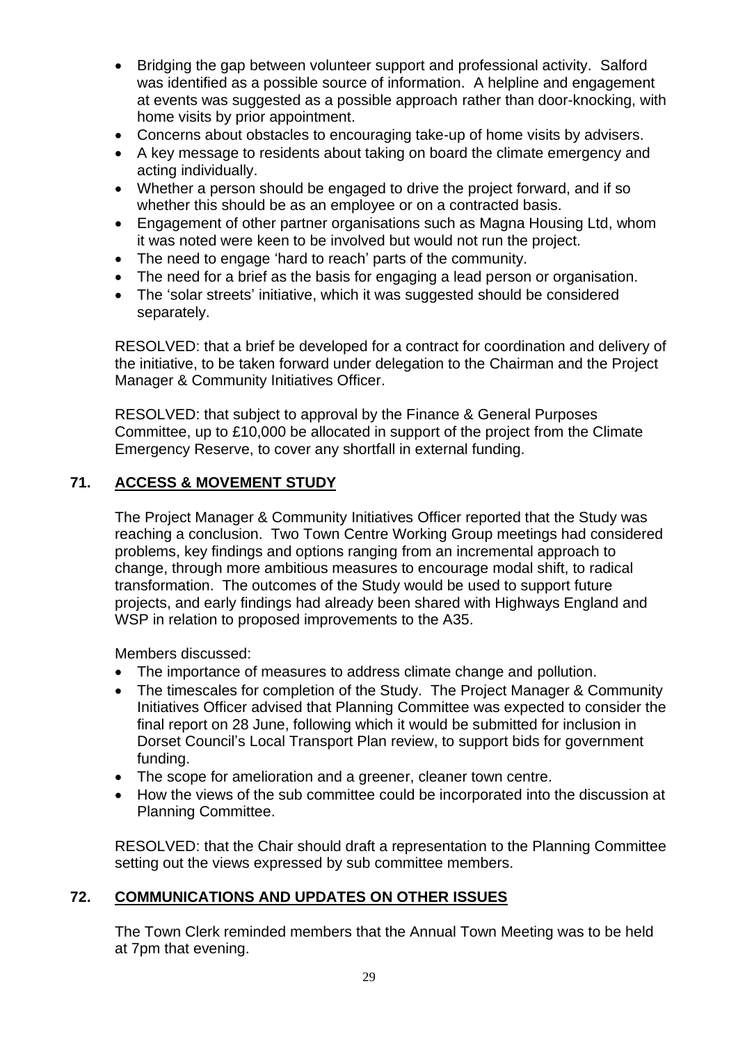- Bridging the gap between volunteer support and professional activity. Salford was identified as a possible source of information. A helpline and engagement at events was suggested as a possible approach rather than door-knocking, with home visits by prior appointment.
- Concerns about obstacles to encouraging take-up of home visits by advisers.
- A key message to residents about taking on board the climate emergency and acting individually.
- Whether a person should be engaged to drive the project forward, and if so whether this should be as an employee or on a contracted basis.
- Engagement of other partner organisations such as Magna Housing Ltd, whom it was noted were keen to be involved but would not run the project.
- The need to engage 'hard to reach' parts of the community.
- The need for a brief as the basis for engaging a lead person or organisation.
- The 'solar streets' initiative, which it was suggested should be considered separately.

RESOLVED: that a brief be developed for a contract for coordination and delivery of the initiative, to be taken forward under delegation to the Chairman and the Project Manager & Community Initiatives Officer.

RESOLVED: that subject to approval by the Finance & General Purposes Committee, up to £10,000 be allocated in support of the project from the Climate Emergency Reserve, to cover any shortfall in external funding.

## 71. ACCESS & MOVEMENT STUDY

The Project Manager & Community Initiatives Officer reported that the Study was reaching a conclusion. Two Town Centre Working Group meetings had considered problems, key findings and options ranging from an incremental approach to change, through more ambitious measures to encourage modal shift, to radical transformation. The outcomes of the Study would be used to support future projects, and early findings had already been shared with Highways England and WSP in relation to proposed improvements to the A35.

Members discussed:

- The importance of measures to address climate change and pollution.
- The timescales for completion of the Study. The Project Manager & Community Initiatives Officer advised that Planning Committee was expected to consider the final report on 28 June, following which it would be submitted for inclusion in Dorset Council's Local Transport Plan review, to support bids for government funding.
- The scope for amelioration and a greener, cleaner town centre.
- How the views of the sub committee could be incorporated into the discussion at Planning Committee.

RESOLVED: that the Chair should draft a representation to the Planning Committee setting out the views expressed by sub committee members.

## 72. COMMUNICATIONS AND UPDATES ON OTHER ISSUES

The Town Clerk reminded members that the Annual Town Meeting was to be held at 7pm that evening.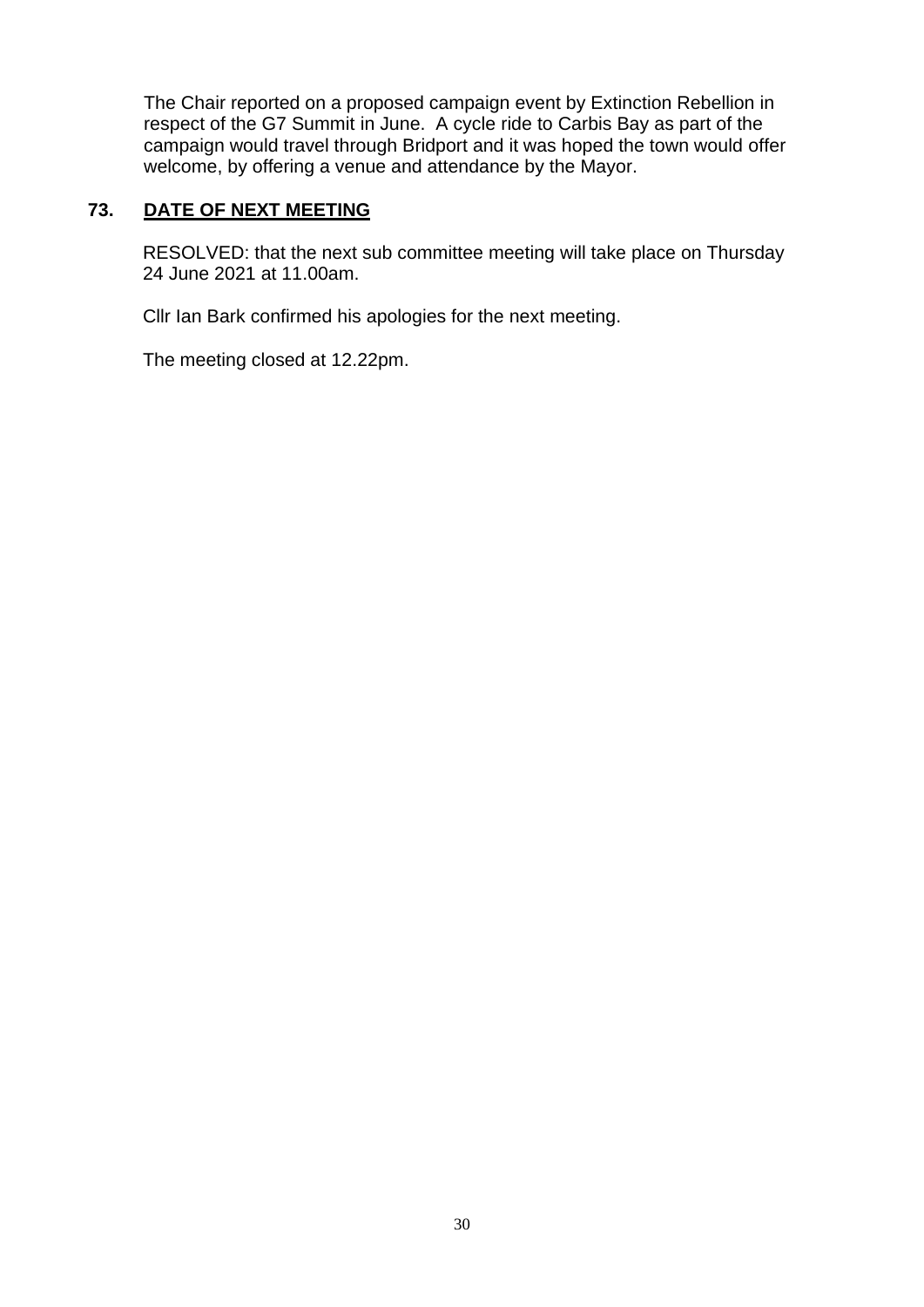The Chair reported on a proposed campaign event by Extinction Rebellion in respect of the G7 Summit in June. A cycle ride to Carbis Bay as part of the campaign would travel through Bridport and it was hoped the town would offer welcome, by offering a venue and attendance by the Mayor.

## 73. DATE OF NEXT MEETING

RESOLVED: that the next sub committee meeting will take place on Thursday 24 June 2021 at 11.00am.

Cllr Ian Bark confirmed his apologies for the next meeting.

The meeting closed at 12.22pm.